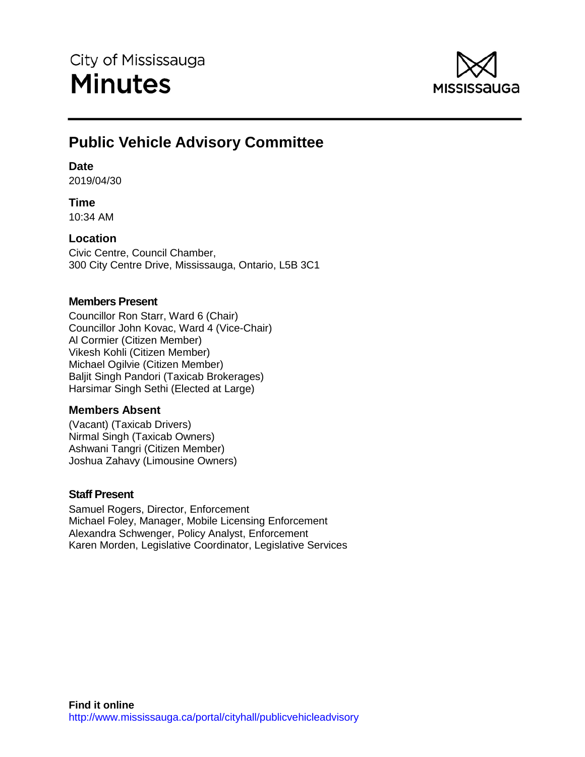City of Mississauga

# Minutes

## Public Vehicle Advisory Committee

**Date**
2019/04/30

**Time**
10:34 AM

**Location**
Civic Centre, Council Chamber,
300 City Centre Drive, Mississauga, Ontario, L5B 3C1

**Members Present**

Councillor Ron Starr, Ward 6 (Chair)
Councillor John Kovac, Ward 4 (Vice-Chair)
Al Cormier (Citizen Member)
Vikesh Kohli (Citizen Member)
Michael Ogilvie (Citizen Member)
Baljit Singh Pandori (Taxicab Brokerages)
Harsimar Singh Sethi (Elected at Large)

**Members Absent**

(Vacant) (Taxicab Drivers)
Nirmal Singh (Taxicab Owners)
Ashwani Tangri (Citizen Member)
Joshua Zahavy (Limousine Owners)

**Staff Present**

Samuel Rogers, Director, Enforcement
Michael Foley, Manager, Mobile Licensing Enforcement
Alexandra Schwenger, Policy Analyst, Enforcement
Karen Morden, Legislative Coordinator, Legislative Services

**Find it online**
http://www.mississauga.ca/portal/cityhall/publicvehicleadvisory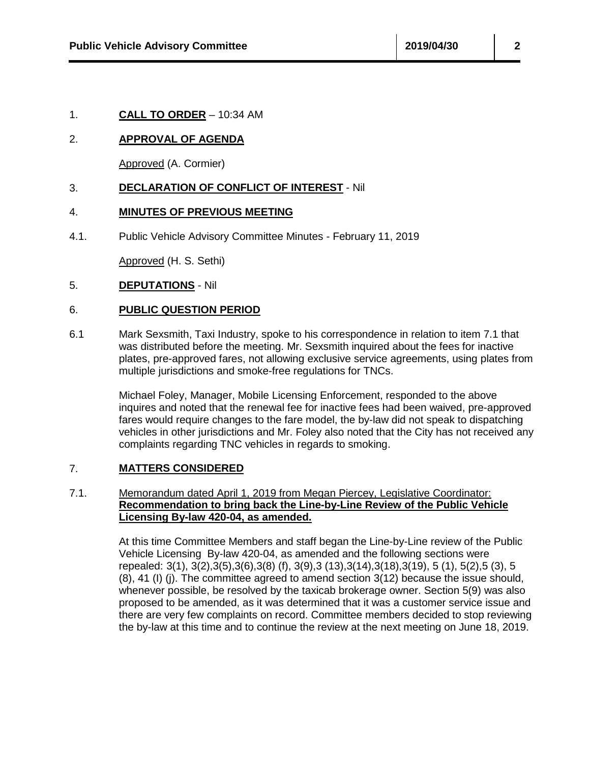1. **CALL TO ORDER** – 10:34 AM

2. **APPROVAL OF AGENDA**

   Approved (A. Cormier)

3. **DECLARATION OF CONFLICT OF INTEREST** - Nil

4. **MINUTES OF PREVIOUS MEETING**

4.1. Public Vehicle Advisory Committee Minutes - February 11, 2019

   Approved (H. S. Sethi)

5. **DEPUTATIONS** - Nil

6. **PUBLIC QUESTION PERIOD**

6.1 Mark Sexsmith, Taxi Industry, spoke to his correspondence in relation to item 7.1 that was distributed before the meeting. Mr. Sexsmith inquired about the fees for inactive plates, pre-approved fares, not allowing exclusive service agreements, using plates from multiple jurisdictions and smoke-free regulations for TNCs.

   Michael Foley, Manager, Mobile Licensing Enforcement, responded to the above inquires and noted that the renewal fee for inactive fees had been waived, pre-approved fares would require changes to the fare model, the by-law did not speak to dispatching vehicles in other jurisdictions and Mr. Foley also noted that the City has not received any complaints regarding TNC vehicles in regards to smoking.

7. **MATTERS CONSIDERED**

7.1. Memorandum dated April 1, 2019 from Megan Piercey, Legislative Coordinator: **Recommendation to bring back the Line-by-Line Review of the Public Vehicle Licensing By-law 420-04, as amended.**

   At this time Committee Members and staff began the Line-by-Line review of the Public Vehicle Licensing By-law 420-04, as amended and the following sections were repealed: 3(1), 3(2),3(5),3(6),3(8) (f), 3(9),3 (13),3(14),3(18),3(19), 5 (1), 5(2),5 (3), 5 (8), 41 (I) (j). The committee agreed to amend section 3(12) because the issue should, whenever possible, be resolved by the taxicab brokerage owner. Section 5(9) was also proposed to be amended, as it was determined that it was a customer service issue and there are very few complaints on record. Committee members decided to stop reviewing the by-law at this time and to continue the review at the next meeting on June 18, 2019.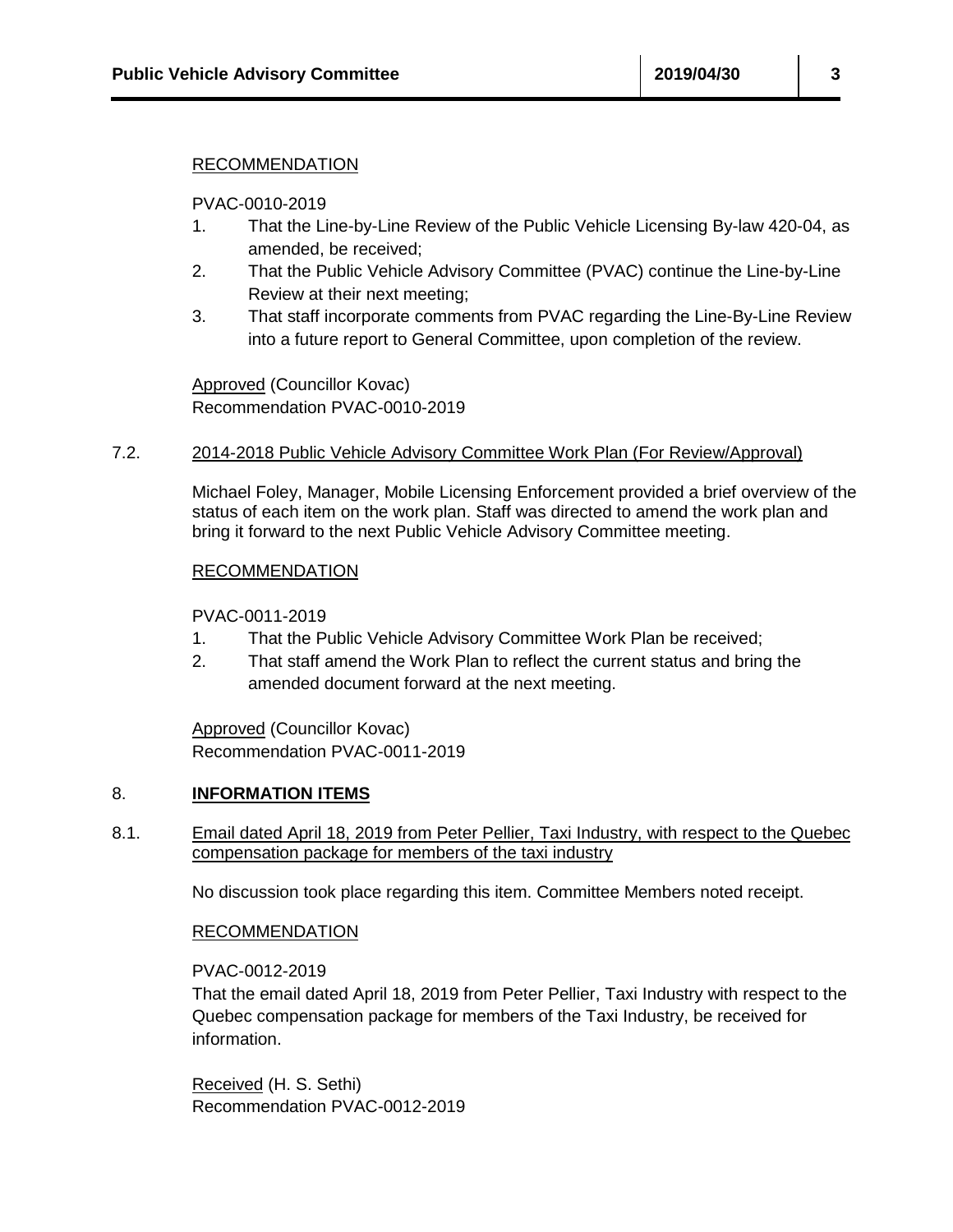RECOMMENDATION

PVAC-0010-2019

1. That the Line-by-Line Review of the Public Vehicle Licensing By-law 420-04, as amended, be received;
2. That the Public Vehicle Advisory Committee (PVAC) continue the Line-by-Line Review at their next meeting;
3. That staff incorporate comments from PVAC regarding the Line-By-Line Review into a future report to General Committee, upon completion of the review.

Approved (Councillor Kovac)
Recommendation PVAC-0010-2019

7.2. 2014-2018 Public Vehicle Advisory Committee Work Plan (For Review/Approval)

Michael Foley, Manager, Mobile Licensing Enforcement provided a brief overview of the status of each item on the work plan. Staff was directed to amend the work plan and bring it forward to the next Public Vehicle Advisory Committee meeting.

RECOMMENDATION

PVAC-0011-2019

1. That the Public Vehicle Advisory Committee Work Plan be received;
2. That staff amend the Work Plan to reflect the current status and bring the amended document forward at the next meeting.

Approved (Councillor Kovac)
Recommendation PVAC-0011-2019

## 8. **INFORMATION ITEMS**

8.1. Email dated April 18, 2019 from Peter Pellier, Taxi Industry, with respect to the Quebec compensation package for members of the taxi industry

No discussion took place regarding this item. Committee Members noted receipt.

RECOMMENDATION

PVAC-0012-2019

That the email dated April 18, 2019 from Peter Pellier, Taxi Industry with respect to the Quebec compensation package for members of the Taxi Industry, be received for information.

Received (H. S. Sethi)
Recommendation PVAC-0012-2019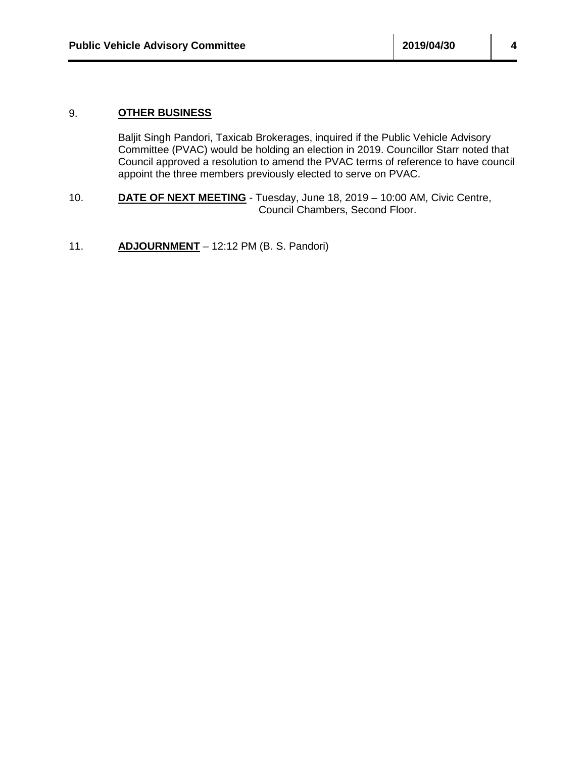9. **OTHER BUSINESS**

   Baljit Singh Pandori, Taxicab Brokerages, inquired if the Public Vehicle Advisory Committee (PVAC) would be holding an election in 2019. Councillor Starr noted that Council approved a resolution to amend the PVAC terms of reference to have council appoint the three members previously elected to serve on PVAC.

10. **DATE OF NEXT MEETING** - Tuesday, June 18, 2019 – 10:00 AM, Civic Centre, Council Chambers, Second Floor.

11. **ADJOURNMENT** – 12:12 PM (B. S. Pandori)